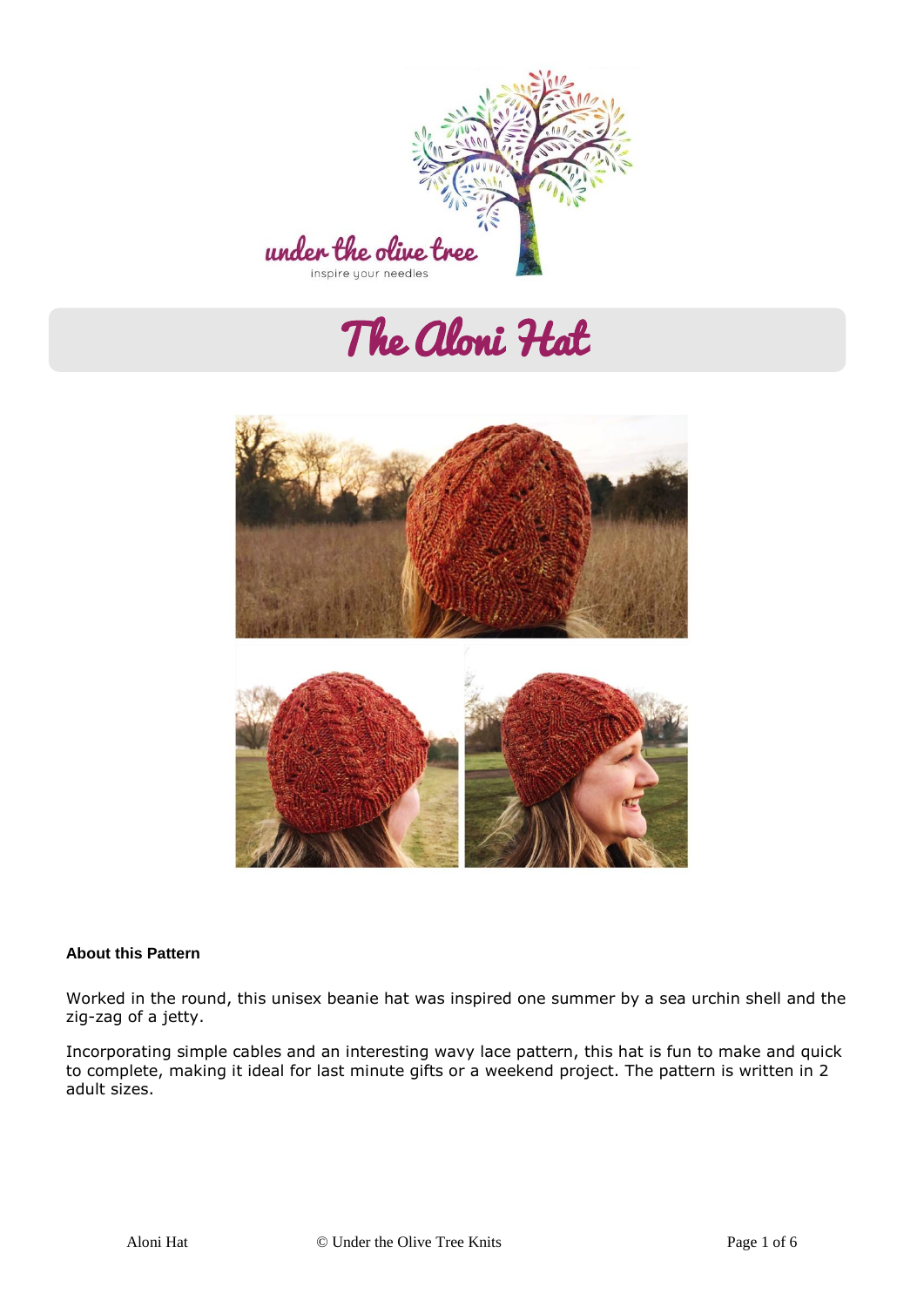under the olive tree

inspire your needles

# The Aloni Hat

**About this Pattern**

Worked in the round, this unisex beanie hat was inspired one summer by a sea urchin shell and the zig-zag of a jetty.

Incorporating simple cables and an interesting wavy lace pattern, this hat is fun to make and quick to complete, making it ideal for last minute gifts or a weekend project. The pattern is written in 2 adult sizes.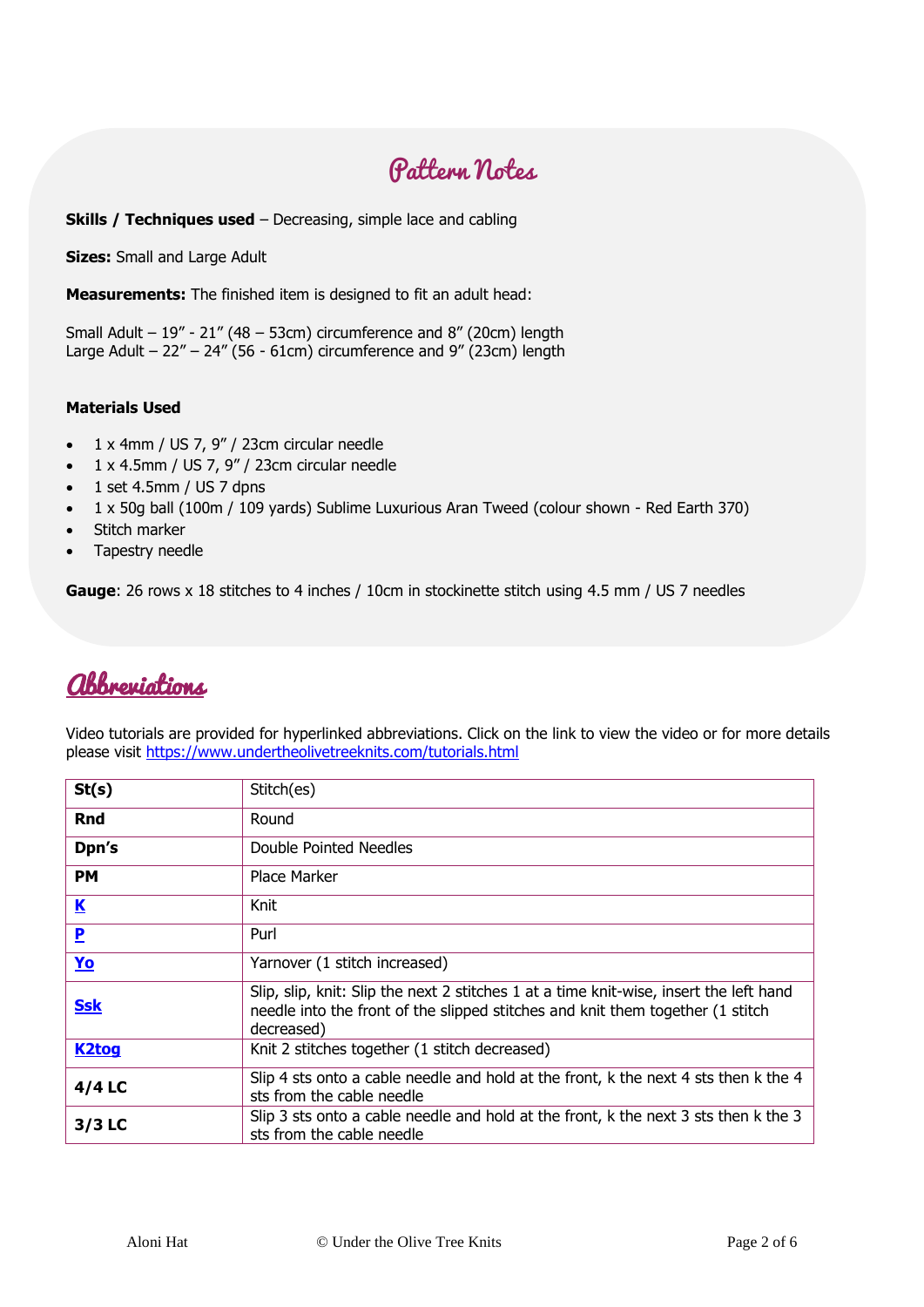## Pattern Notes

**Skills / Techniques used** – Decreasing, simple lace and cabling

**Sizes:** Small and Large Adult

**Measurements:** The finished item is designed to fit an adult head:

Small Adult – 19" - 21" (48 – 53cm) circumference and 8" (20cm) length
Large Adult – 22" – 24" (56 - 61cm) circumference and 9" (23cm) length

**Materials Used**

- 1 x 4mm / US 7, 9" / 23cm circular needle
- 1 x 4.5mm / US 7, 9" / 23cm circular needle
- 1 set 4.5mm / US 7 dpns
- 1 x 50g ball (100m / 109 yards) Sublime Luxurious Aran Tweed (colour shown - Red Earth 370)
- Stitch marker
- Tapestry needle

**Gauge**: 26 rows x 18 stitches to 4 inches / 10cm in stockinette stitch using 4.5 mm / US 7 needles

## Abbreviations

Video tutorials are provided for hyperlinked abbreviations. Click on the link to view the video or for more details please visit https://www.undertheolivetreeknits.com/tutorials.html

| **St(s)** | Stitch(es) |
|---|---|
| **Rnd** | Round |
| **Dpn's** | Double Pointed Needles |
| **PM** | Place Marker |
| **K** | Knit |
| **P** | Purl |
| **Yo** | Yarnover (1 stitch increased) |
| **Ssk** | Slip, slip, knit: Slip the next 2 stitches 1 at a time knit-wise, insert the left hand needle into the front of the slipped stitches and knit them together (1 stitch decreased) |
| **K2tog** | Knit 2 stitches together (1 stitch decreased) |
| **4/4 LC** | Slip 4 sts onto a cable needle and hold at the front, k the next 4 sts then k the 4 sts from the cable needle |
| **3/3 LC** | Slip 3 sts onto a cable needle and hold at the front, k the next 3 sts then k the 3 sts from the cable needle |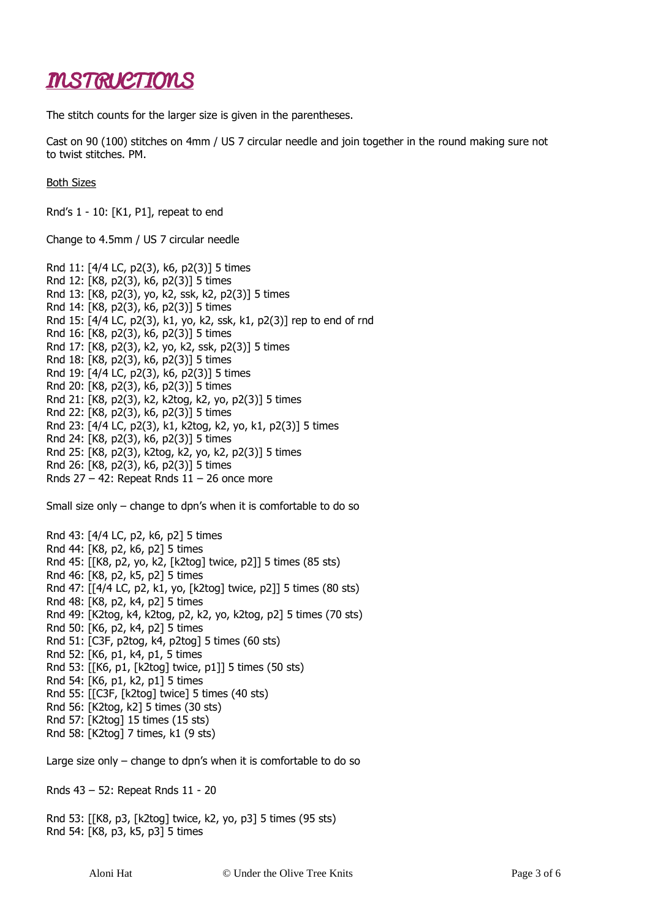# INSTRUCTIONS

The stitch counts for the larger size is given in the parentheses.

Cast on 90 (100) stitches on 4mm / US 7 circular needle and join together in the round making sure not to twist stitches. PM.

Both Sizes

Rnd's 1 - 10: [K1, P1], repeat to end

Change to 4.5mm / US 7 circular needle

Rnd 11: [4/4 LC, p2(3), k6, p2(3)] 5 times
Rnd 12: [K8, p2(3), k6, p2(3)] 5 times
Rnd 13: [K8, p2(3), yo, k2, ssk, k2, p2(3)] 5 times
Rnd 14: [K8, p2(3), k6, p2(3)] 5 times
Rnd 15: [4/4 LC, p2(3), k1, yo, k2, ssk, k1, p2(3)] rep to end of rnd
Rnd 16: [K8, p2(3), k6, p2(3)] 5 times
Rnd 17: [K8, p2(3), k2, yo, k2, ssk, p2(3)] 5 times
Rnd 18: [K8, p2(3), k6, p2(3)] 5 times
Rnd 19: [4/4 LC, p2(3), k6, p2(3)] 5 times
Rnd 20: [K8, p2(3), k6, p2(3)] 5 times
Rnd 21: [K8, p2(3), k2, k2tog, k2, yo, p2(3)] 5 times
Rnd 22: [K8, p2(3), k6, p2(3)] 5 times
Rnd 23: [4/4 LC, p2(3), k1, k2tog, k2, yo, k1, p2(3)] 5 times
Rnd 24: [K8, p2(3), k6, p2(3)] 5 times
Rnd 25: [K8, p2(3), k2tog, k2, yo, k2, p2(3)] 5 times
Rnd 26: [K8, p2(3), k6, p2(3)] 5 times
Rnds 27 – 42: Repeat Rnds 11 – 26 once more

Small size only – change to dpn's when it is comfortable to do so

Rnd 43: [4/4 LC, p2, k6, p2] 5 times
Rnd 44: [K8, p2, k6, p2] 5 times
Rnd 45: [[K8, p2, yo, k2, [k2tog] twice, p2]] 5 times (85 sts)
Rnd 46: [K8, p2, k5, p2] 5 times
Rnd 47: [[4/4 LC, p2, k1, yo, [k2tog] twice, p2]] 5 times (80 sts)
Rnd 48: [K8, p2, k4, p2] 5 times
Rnd 49: [K2tog, k4, k2tog, p2, k2, yo, k2tog, p2] 5 times (70 sts)
Rnd 50: [K6, p2, k4, p2] 5 times
Rnd 51: [C3F, p2tog, k4, p2tog] 5 times (60 sts)
Rnd 52: [K6, p1, k4, p1, 5 times
Rnd 53: [[K6, p1, [k2tog] twice, p1]] 5 times (50 sts)
Rnd 54: [K6, p1, k2, p1] 5 times
Rnd 55: [[C3F, [k2tog] twice] 5 times (40 sts)
Rnd 56: [K2tog, k2] 5 times (30 sts)
Rnd 57: [K2tog] 15 times (15 sts)
Rnd 58: [K2tog] 7 times, k1 (9 sts)

Large size only – change to dpn's when it is comfortable to do so

Rnds 43 – 52: Repeat Rnds 11 - 20

Rnd 53: [[K8, p3, [k2tog] twice, k2, yo, p3] 5 times (95 sts)
Rnd 54: [K8, p3, k5, p3] 5 times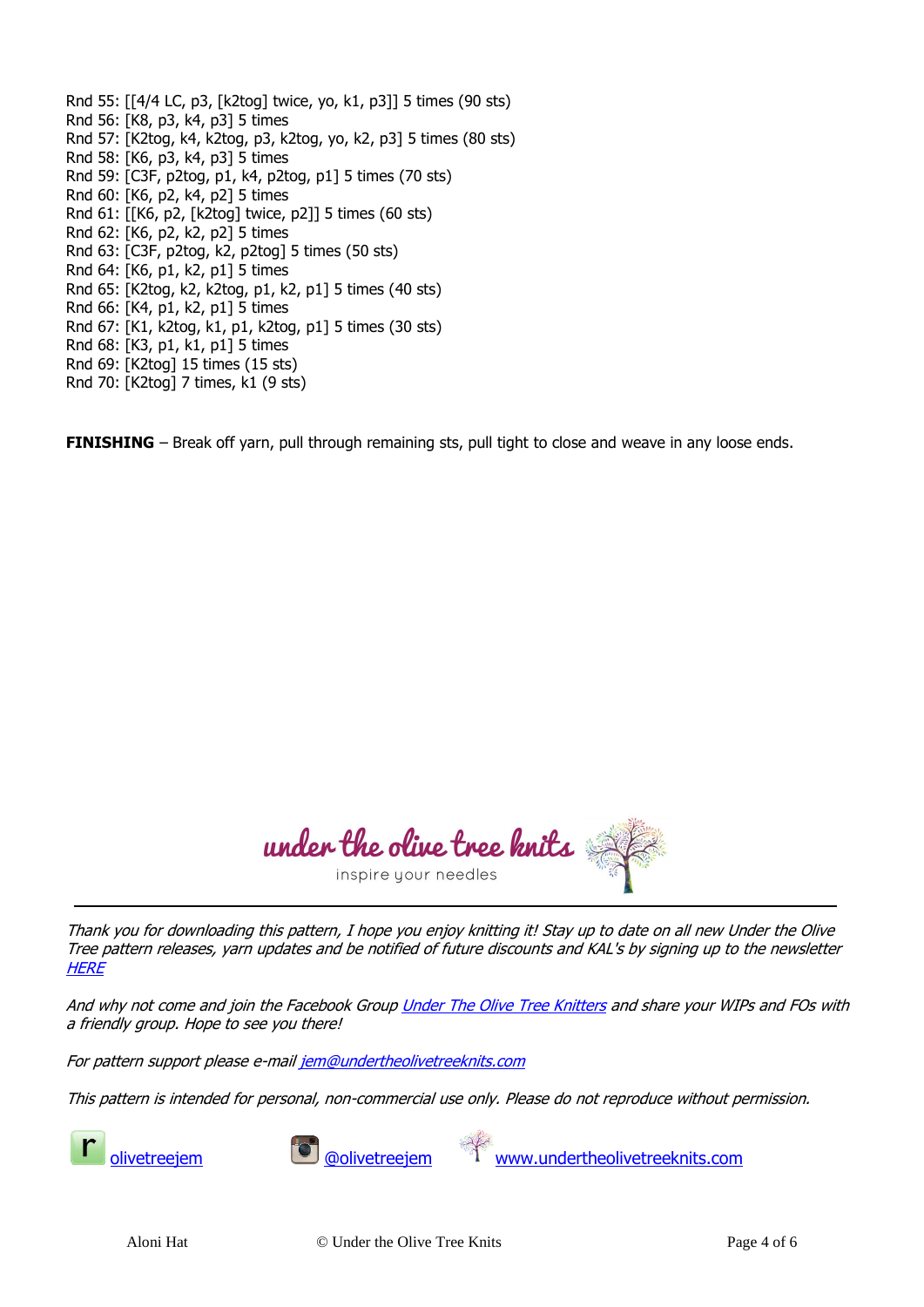Rnd 55: [[4/4 LC, p3, [k2tog] twice, yo, k1, p3]] 5 times (90 sts)
Rnd 56: [K8, p3, k4, p3] 5 times
Rnd 57: [K2tog, k4, k2tog, p3, k2tog, yo, k2, p3] 5 times (80 sts)
Rnd 58: [K6, p3, k4, p3] 5 times
Rnd 59: [C3F, p2tog, p1, k4, p2tog, p1] 5 times (70 sts)
Rnd 60: [K6, p2, k4, p2] 5 times
Rnd 61: [[K6, p2, [k2tog] twice, p2]] 5 times (60 sts)
Rnd 62: [K6, p2, k2, p2] 5 times
Rnd 63: [C3F, p2tog, k2, p2tog] 5 times (50 sts)
Rnd 64: [K6, p1, k2, p1] 5 times
Rnd 65: [K2tog, k2, k2tog, p1, k2, p1] 5 times (40 sts)
Rnd 66: [K4, p1, k2, p1] 5 times
Rnd 67: [K1, k2tog, k1, p1, k2tog, p1] 5 times (30 sts)
Rnd 68: [K3, p1, k1, p1] 5 times
Rnd 69: [K2tog] 15 times (15 sts)
Rnd 70: [K2tog] 7 times, k1 (9 sts)

**FINISHING** – Break off yarn, pull through remaining sts, pull tight to close and weave in any loose ends.

under the olive tree knits
inspire your needles

---

*Thank you for downloading this pattern, I hope you enjoy knitting it! Stay up to date on all new Under the Olive Tree pattern releases, yarn updates and be notified of future discounts and KAL's by signing up to the newsletter [HERE](#)*

*And why not come and join the Facebook Group [Under The Olive Tree Knitters](#) and share your WIPs and FOs with a friendly group. Hope to see you there!*

*For pattern support please e-mail [jem@undertheolivetreeknits.com](mailto:jem@undertheolivetreeknits.com)*

*This pattern is intended for personal, non-commercial use only. Please do not reproduce without permission.*

[olivetreejem](#) [@olivetreejem](#) [www.undertheolivetreeknits.com](http://www.undertheolivetreeknits.com)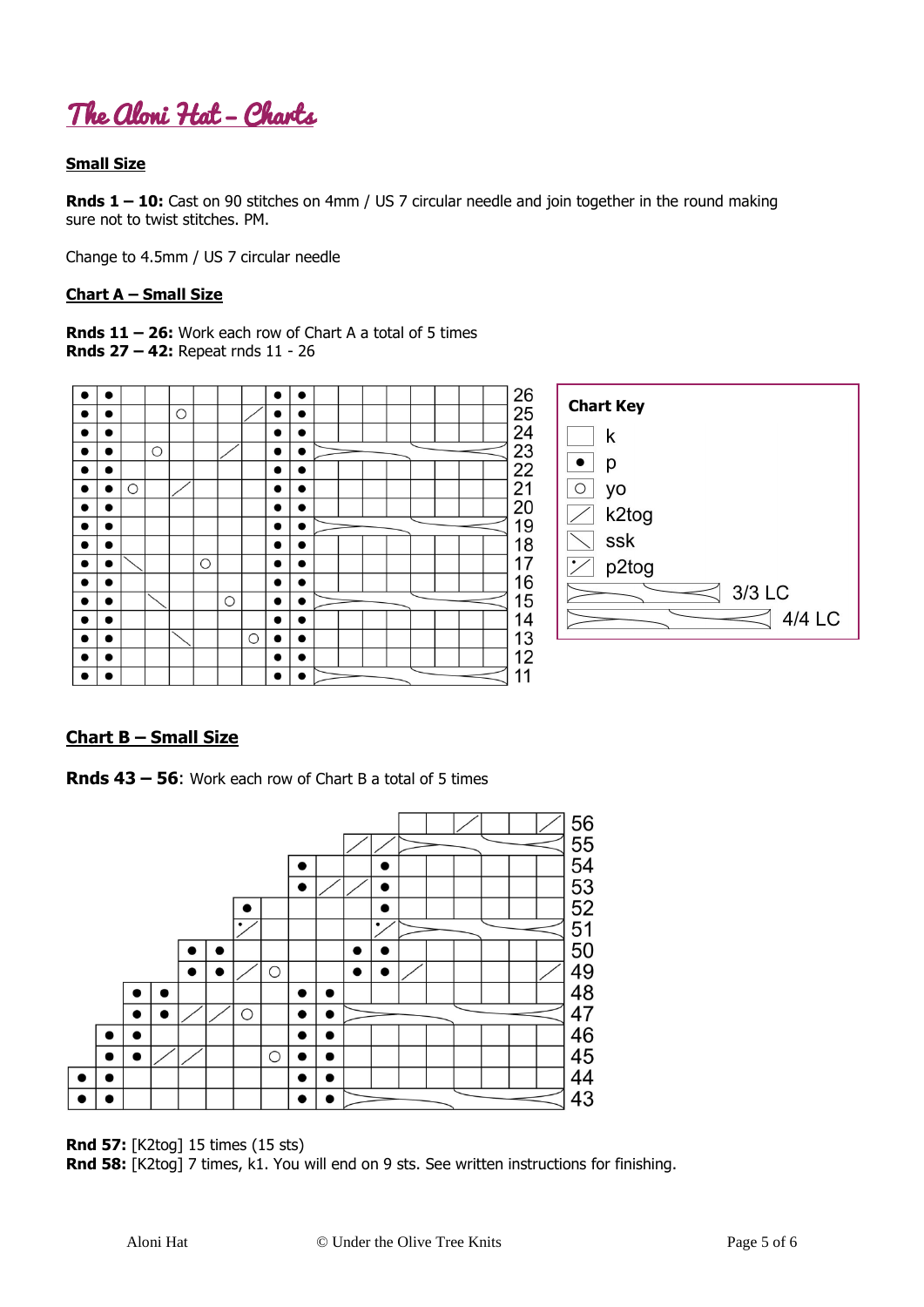# The Aloni Hat – Charts

**Small Size**

**Rnds 1 – 10:** Cast on 90 stitches on 4mm / US 7 circular needle and join together in the round making sure not to twist stitches. PM.

Change to 4.5mm / US 7 circular needle

**Chart A – Small Size**

**Rnds 11 – 26:** Work each row of Chart A a total of 5 times
**Rnds 27 – 42:** Repeat rnds 11 - 26

**Chart Key**

- k
- p
- yo
- k2tog
- ssk
- p2tog
- 3/3 LC
- 4/4 LC

**Chart B – Small Size**

**Rnds 43 – 56**: Work each row of Chart B a total of 5 times

**Rnd 57:** [K2tog] 15 times (15 sts)
**Rnd 58:** [K2tog] 7 times, k1. You will end on 9 sts. See written instructions for finishing.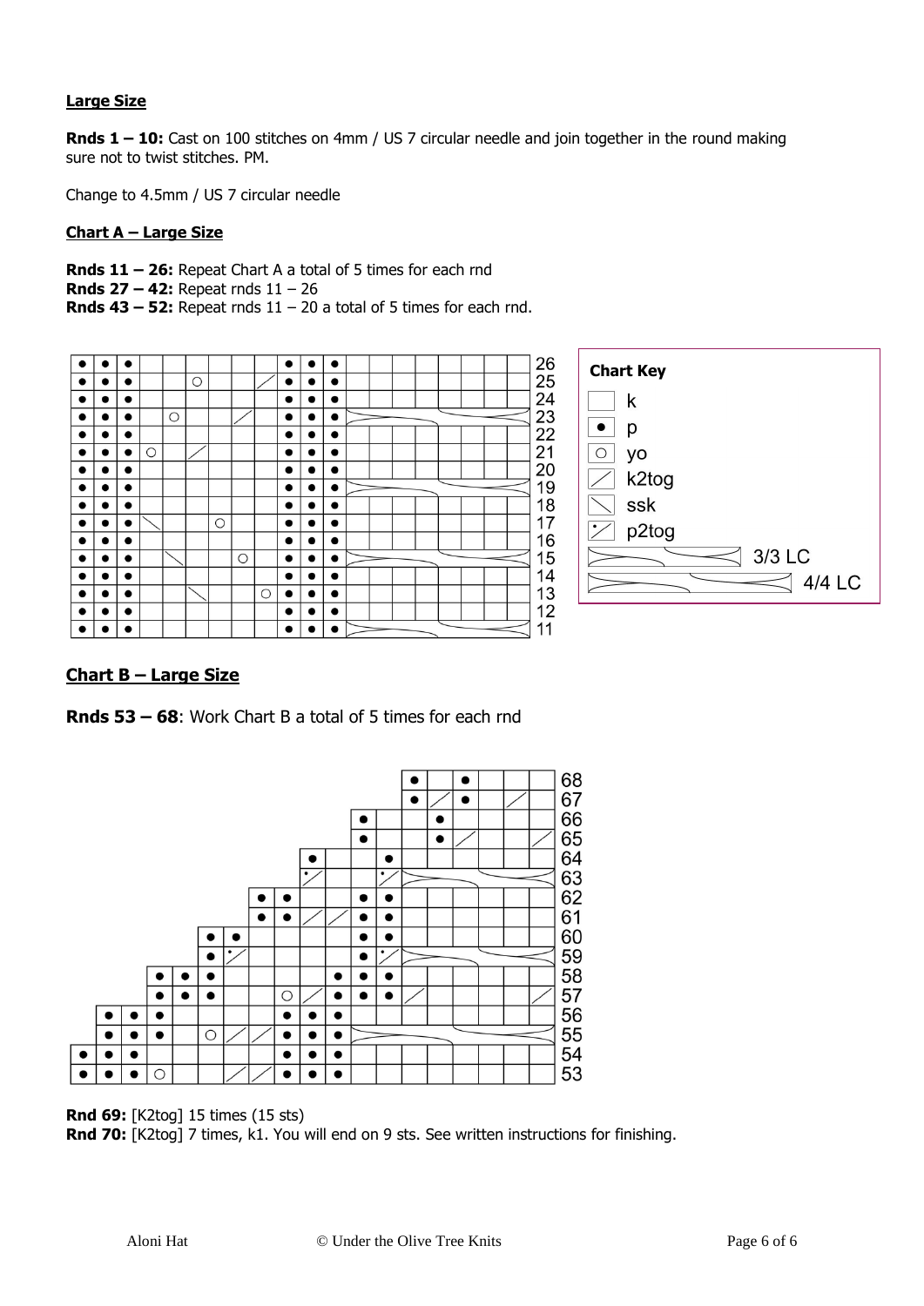### Large Size

**Rnds 1 – 10:** Cast on 100 stitches on 4mm / US 7 circular needle and join together in the round making sure not to twist stitches. PM.

Change to 4.5mm / US 7 circular needle

### Chart A – Large Size

**Rnds 11 – 26:** Repeat Chart A a total of 5 times for each rnd
**Rnds 27 – 42:** Repeat rnds 11 – 26
**Rnds 43 – 52:** Repeat rnds 11 – 20 a total of 5 times for each rnd.

26
25
24
23
22
21
20
19
18
17
16
15
14
13
12
11

**Chart Key**

k
p
yo
k2tog
ssk
p2tog
3/3 LC
4/4 LC

### Chart B – Large Size

**Rnds 53 – 68**: Work Chart B a total of 5 times for each rnd

68
67
66
65
64
63
62
61
60
59
58
57
56
55
54
53

**Rnd 69:** [K2tog] 15 times (15 sts)
**Rnd 70:** [K2tog] 7 times, k1. You will end on 9 sts. See written instructions for finishing.